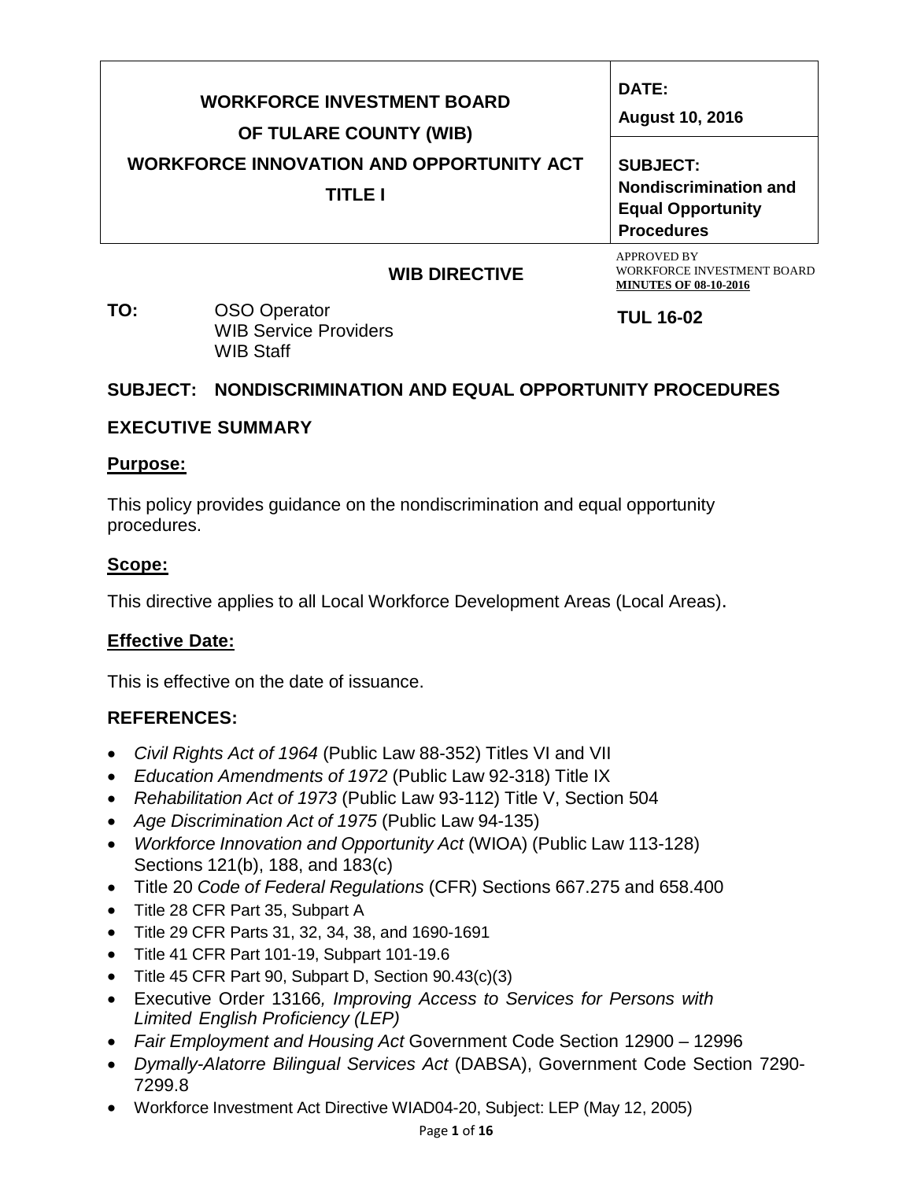| WORKFORCE INVESTMENT BOARD OF TULARE COUNTY (WIB) WORKFORCE INNOVATION AND OPPORTUNITY ACT TITLE I | DATE: August 10, 2016 |
|---|---|
| | SUBJECT: Nondiscrimination and Equal Opportunity Procedures |

APPROVED BY WORKFORCE INVESTMENT BOARD **MINUTES OF 08-10-2016**

## WIB DIRECTIVE

**TUL 16-02**

**TO:** OSO Operator
WIB Service Providers
WIB Staff

## SUBJECT: NONDISCRIMINATION AND EQUAL OPPORTUNITY PROCEDURES

## EXECUTIVE SUMMARY

### Purpose:

This policy provides guidance on the nondiscrimination and equal opportunity procedures.

### Scope:

This directive applies to all Local Workforce Development Areas (Local Areas).

### Effective Date:

This is effective on the date of issuance.

## REFERENCES:

- *Civil Rights Act of 1964* (Public Law 88-352) Titles VI and VII
- *Education Amendments of 1972* (Public Law 92-318) Title IX
- *Rehabilitation Act of 1973* (Public Law 93-112) Title V, Section 504
- *Age Discrimination Act of 1975* (Public Law 94-135)
- *Workforce Innovation and Opportunity Act* (WIOA) (Public Law 113-128) Sections 121(b), 188, and 183(c)
- Title 20 *Code of Federal Regulations* (CFR) Sections 667.275 and 658.400
- Title 28 CFR Part 35, Subpart A
- Title 29 CFR Parts 31, 32, 34, 38, and 1690-1691
- Title 41 CFR Part 101-19, Subpart 101-19.6
- Title 45 CFR Part 90, Subpart D, Section 90.43(c)(3)
- Executive Order 13166*, Improving Access to Services for Persons with Limited English Proficiency (LEP)*
- *Fair Employment and Housing Act* Government Code Section 12900 – 12996
- *Dymally-Alatorre Bilingual Services Act* (DABSA), Government Code Section 7290-7299.8
- Workforce Investment Act Directive WIAD04-20, Subject: LEP (May 12, 2005)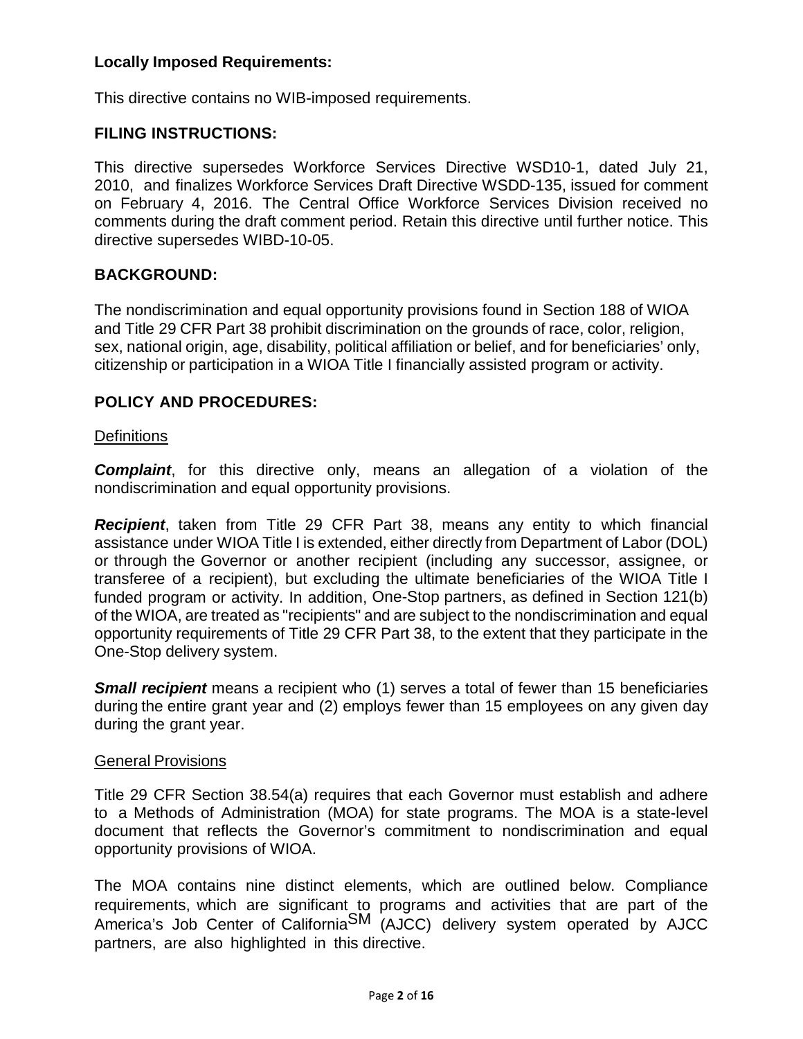**Locally Imposed Requirements:**

This directive contains no WIB-imposed requirements.

## FILING INSTRUCTIONS:

This directive supersedes Workforce Services Directive WSD10-1, dated July 21, 2010, and finalizes Workforce Services Draft Directive WSDD-135, issued for comment on February 4, 2016. The Central Office Workforce Services Division received no comments during the draft comment period. Retain this directive until further notice. This directive supersedes WIBD-10-05.

## BACKGROUND:

The nondiscrimination and equal opportunity provisions found in Section 188 of WIOA and Title 29 CFR Part 38 prohibit discrimination on the grounds of race, color, religion, sex, national origin, age, disability, political affiliation or belief, and for beneficiaries' only, citizenship or participation in a WIOA Title I financially assisted program or activity.

## POLICY AND PROCEDURES:

Definitions

***Complaint***, for this directive only, means an allegation of a violation of the nondiscrimination and equal opportunity provisions.

***Recipient***, taken from Title 29 CFR Part 38, means any entity to which financial assistance under WIOA Title I is extended, either directly from Department of Labor (DOL) or through the Governor or another recipient (including any successor, assignee, or transferee of a recipient), but excluding the ultimate beneficiaries of the WIOA Title I funded program or activity. In addition, One-Stop partners, as defined in Section 121(b) of the WIOA, are treated as "recipients" and are subject to the nondiscrimination and equal opportunity requirements of Title 29 CFR Part 38, to the extent that they participate in the One-Stop delivery system.

***Small recipient*** means a recipient who (1) serves a total of fewer than 15 beneficiaries during the entire grant year and (2) employs fewer than 15 employees on any given day during the grant year.

General Provisions

Title 29 CFR Section 38.54(a) requires that each Governor must establish and adhere to a Methods of Administration (MOA) for state programs. The MOA is a state-level document that reflects the Governor's commitment to nondiscrimination and equal opportunity provisions of WIOA.

The MOA contains nine distinct elements, which are outlined below. Compliance requirements, which are significant to programs and activities that are part of the America's Job Center of California℠ (AJCC) delivery system operated by AJCC partners, are also highlighted in this directive.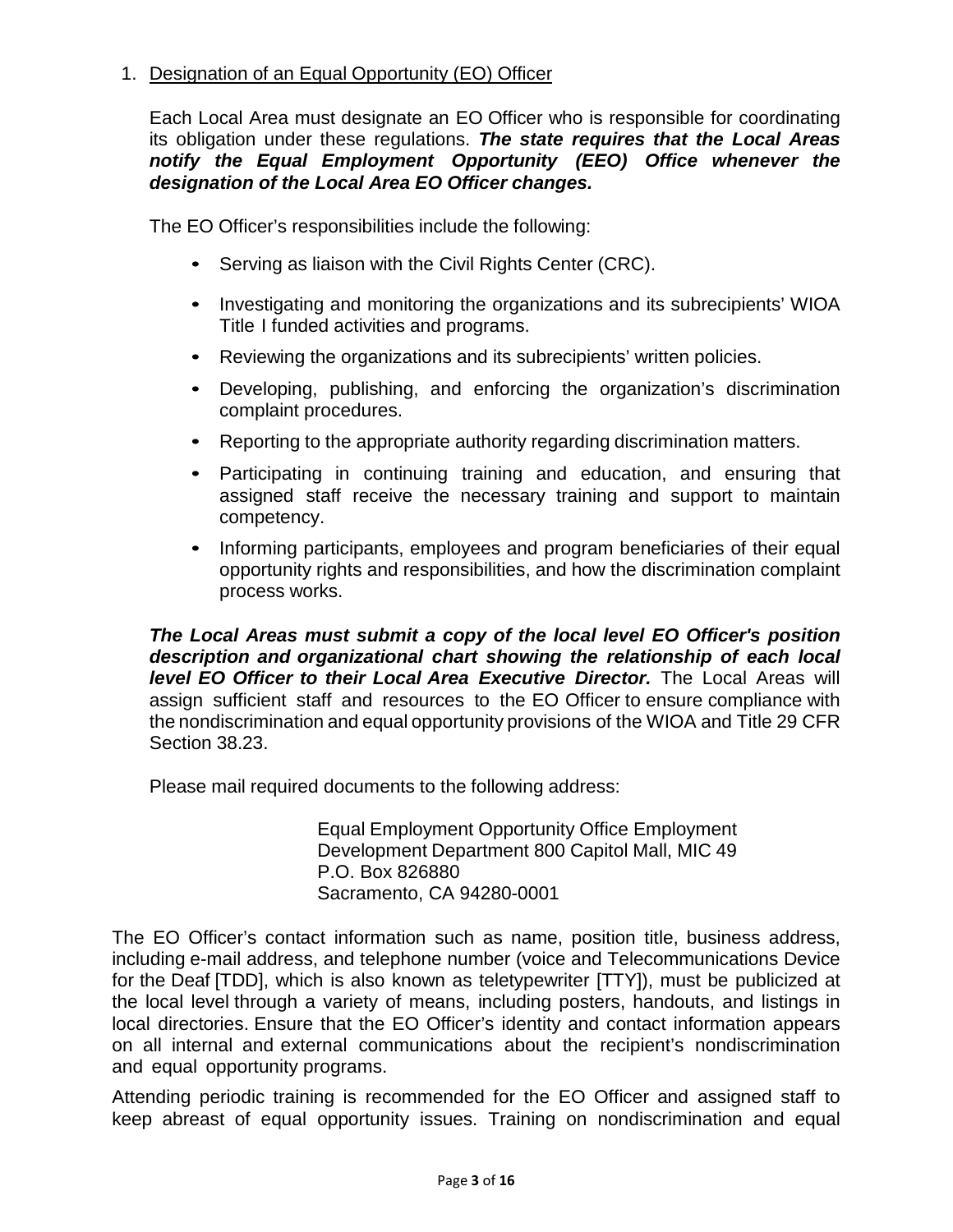1. <u>Designation of an Equal Opportunity (EO) Officer</u>

   Each Local Area must designate an EO Officer who is responsible for coordinating its obligation under these regulations. ***The state requires that the Local Areas notify the Equal Employment Opportunity (EEO) Office whenever the designation of the Local Area EO Officer changes.***

   The EO Officer's responsibilities include the following:

   - Serving as liaison with the Civil Rights Center (CRC).
   - Investigating and monitoring the organizations and its subrecipients' WIOA Title I funded activities and programs.
   - Reviewing the organizations and its subrecipients' written policies.
   - Developing, publishing, and enforcing the organization's discrimination complaint procedures.
   - Reporting to the appropriate authority regarding discrimination matters.
   - Participating in continuing training and education, and ensuring that assigned staff receive the necessary training and support to maintain competency.
   - Informing participants, employees and program beneficiaries of their equal opportunity rights and responsibilities, and how the discrimination complaint process works.

   ***The Local Areas must submit a copy of the local level EO Officer's position description and organizational chart showing the relationship of each local level EO Officer to their Local Area Executive Director.*** The Local Areas will assign sufficient staff and resources to the EO Officer to ensure compliance with the nondiscrimination and equal opportunity provisions of the WIOA and Title 29 CFR Section 38.23.

   Please mail required documents to the following address:

   > Equal Employment Opportunity Office Employment Development Department 800 Capitol Mall, MIC 49
   > P.O. Box 826880
   > Sacramento, CA 94280-0001

The EO Officer's contact information such as name, position title, business address, including e-mail address, and telephone number (voice and Telecommunications Device for the Deaf [TDD], which is also known as teletypewriter [TTY]), must be publicized at the local level through a variety of means, including posters, handouts, and listings in local directories. Ensure that the EO Officer's identity and contact information appears on all internal and external communications about the recipient's nondiscrimination and equal opportunity programs.

Attending periodic training is recommended for the EO Officer and assigned staff to keep abreast of equal opportunity issues. Training on nondiscrimination and equal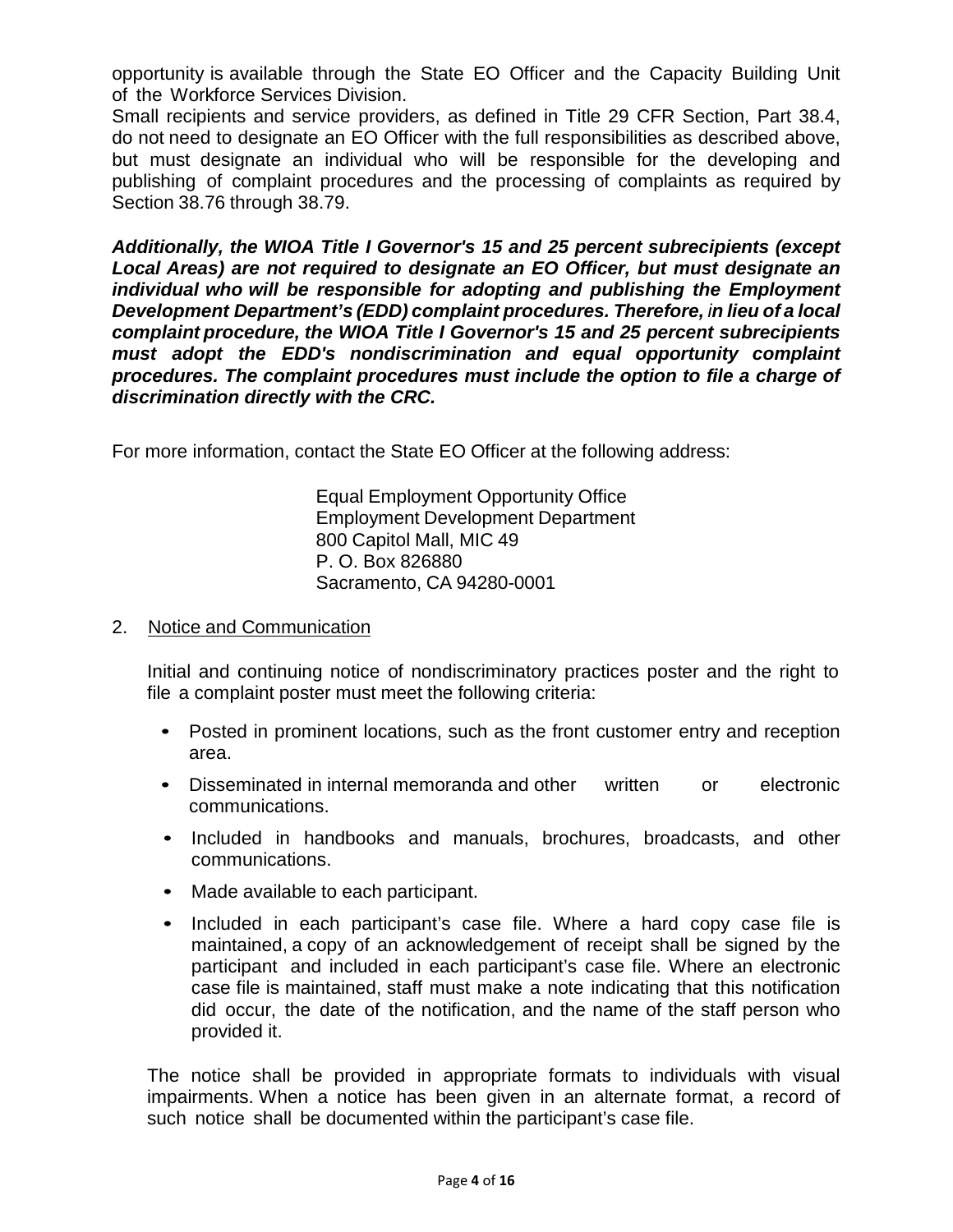opportunity is available through the State EO Officer and the Capacity Building Unit of the Workforce Services Division.

Small recipients and service providers, as defined in Title 29 CFR Section, Part 38.4, do not need to designate an EO Officer with the full responsibilities as described above, but must designate an individual who will be responsible for the developing and publishing of complaint procedures and the processing of complaints as required by Section 38.76 through 38.79.

***Additionally, the WIOA Title I Governor's 15 and 25 percent subrecipients (except Local Areas) are not required to designate an EO Officer, but must designate an individual who will be responsible for adopting and publishing the Employment Development Department's (EDD) complaint procedures. Therefore, in lieu of a local complaint procedure, the WIOA Title I Governor's 15 and 25 percent subrecipients must adopt the EDD's nondiscrimination and equal opportunity complaint procedures. The complaint procedures must include the option to file a charge of discrimination directly with the CRC.***

For more information, contact the State EO Officer at the following address:

Equal Employment Opportunity Office
Employment Development Department
800 Capitol Mall, MIC 49
P. O. Box 826880
Sacramento, CA 94280-0001

2. Notice and Communication

Initial and continuing notice of nondiscriminatory practices poster and the right to file a complaint poster must meet the following criteria:

- Posted in prominent locations, such as the front customer entry and reception area.
- Disseminated in internal memoranda and other written or electronic communications.
- Included in handbooks and manuals, brochures, broadcasts, and other communications.
- Made available to each participant.
- Included in each participant's case file. Where a hard copy case file is maintained, a copy of an acknowledgement of receipt shall be signed by the participant and included in each participant's case file. Where an electronic case file is maintained, staff must make a note indicating that this notification did occur, the date of the notification, and the name of the staff person who provided it.

The notice shall be provided in appropriate formats to individuals with visual impairments. When a notice has been given in an alternate format, a record of such notice shall be documented within the participant's case file.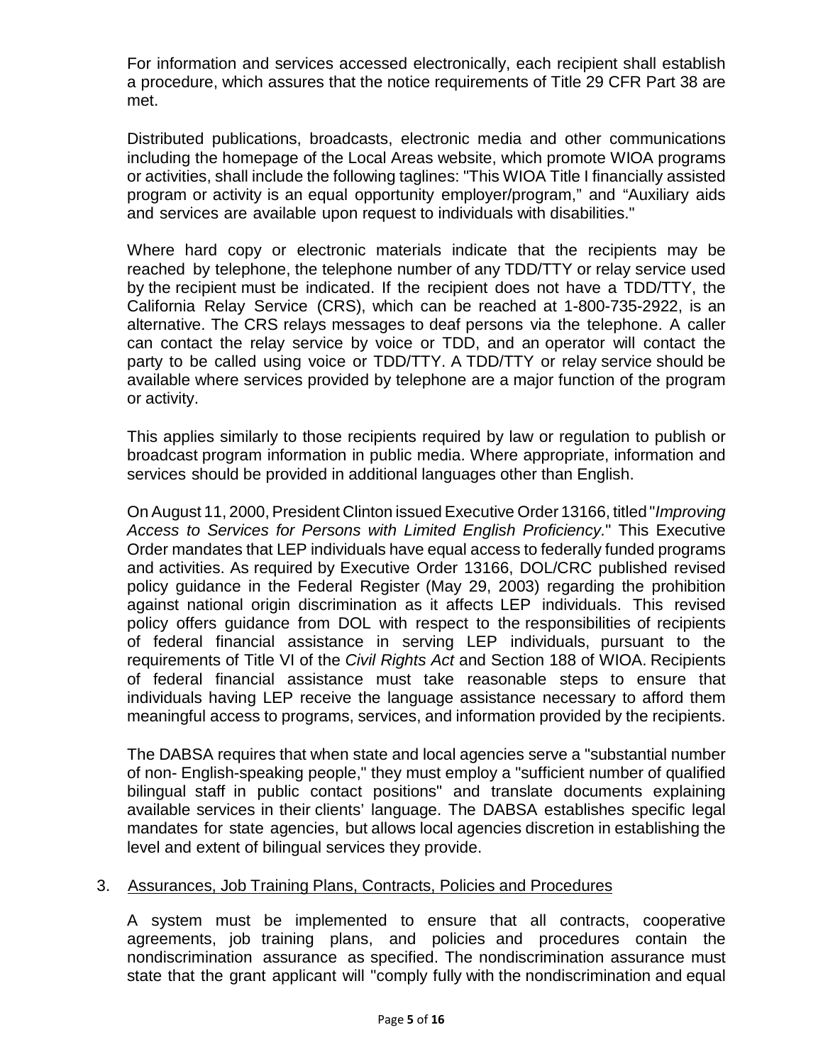For information and services accessed electronically, each recipient shall establish a procedure, which assures that the notice requirements of Title 29 CFR Part 38 are met.

Distributed publications, broadcasts, electronic media and other communications including the homepage of the Local Areas website, which promote WIOA programs or activities, shall include the following taglines: "This WIOA Title I financially assisted program or activity is an equal opportunity employer/program," and "Auxiliary aids and services are available upon request to individuals with disabilities."

Where hard copy or electronic materials indicate that the recipients may be reached by telephone, the telephone number of any TDD/TTY or relay service used by the recipient must be indicated. If the recipient does not have a TDD/TTY, the California Relay Service (CRS), which can be reached at 1-800-735-2922, is an alternative. The CRS relays messages to deaf persons via the telephone. A caller can contact the relay service by voice or TDD, and an operator will contact the party to be called using voice or TDD/TTY. A TDD/TTY or relay service should be available where services provided by telephone are a major function of the program or activity.

This applies similarly to those recipients required by law or regulation to publish or broadcast program information in public media. Where appropriate, information and services should be provided in additional languages other than English.

On August 11, 2000, President Clinton issued Executive Order 13166, titled "*Improving Access to Services for Persons with Limited English Proficiency.*" This Executive Order mandates that LEP individuals have equal access to federally funded programs and activities. As required by Executive Order 13166, DOL/CRC published revised policy guidance in the Federal Register (May 29, 2003) regarding the prohibition against national origin discrimination as it affects LEP individuals. This revised policy offers guidance from DOL with respect to the responsibilities of recipients of federal financial assistance in serving LEP individuals, pursuant to the requirements of Title VI of the *Civil Rights Act* and Section 188 of WIOA. Recipients of federal financial assistance must take reasonable steps to ensure that individuals having LEP receive the language assistance necessary to afford them meaningful access to programs, services, and information provided by the recipients.

The DABSA requires that when state and local agencies serve a "substantial number of non- English-speaking people," they must employ a "sufficient number of qualified bilingual staff in public contact positions" and translate documents explaining available services in their clients' language. The DABSA establishes specific legal mandates for state agencies, but allows local agencies discretion in establishing the level and extent of bilingual services they provide.

3. Assurances, Job Training Plans, Contracts, Policies and Procedures

A system must be implemented to ensure that all contracts, cooperative agreements, job training plans, and policies and procedures contain the nondiscrimination assurance as specified. The nondiscrimination assurance must state that the grant applicant will "comply fully with the nondiscrimination and equal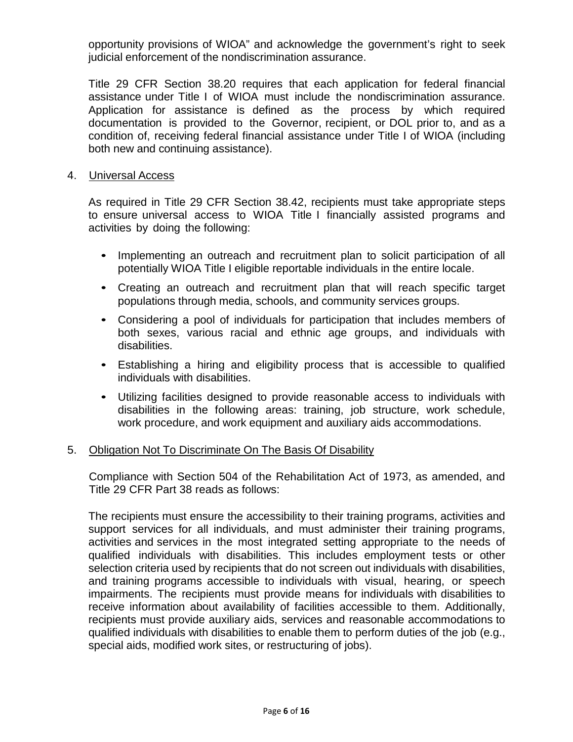opportunity provisions of WIOA" and acknowledge the government's right to seek judicial enforcement of the nondiscrimination assurance.

Title 29 CFR Section 38.20 requires that each application for federal financial assistance under Title I of WIOA must include the nondiscrimination assurance. Application for assistance is defined as the process by which required documentation is provided to the Governor, recipient, or DOL prior to, and as a condition of, receiving federal financial assistance under Title I of WIOA (including both new and continuing assistance).

4. Universal Access

As required in Title 29 CFR Section 38.42, recipients must take appropriate steps to ensure universal access to WIOA Title I financially assisted programs and activities by doing the following:

- Implementing an outreach and recruitment plan to solicit participation of all potentially WIOA Title I eligible reportable individuals in the entire locale.
- Creating an outreach and recruitment plan that will reach specific target populations through media, schools, and community services groups.
- Considering a pool of individuals for participation that includes members of both sexes, various racial and ethnic age groups, and individuals with disabilities.
- Establishing a hiring and eligibility process that is accessible to qualified individuals with disabilities.
- Utilizing facilities designed to provide reasonable access to individuals with disabilities in the following areas: training, job structure, work schedule, work procedure, and work equipment and auxiliary aids accommodations.

5. Obligation Not To Discriminate On The Basis Of Disability

Compliance with Section 504 of the Rehabilitation Act of 1973, as amended, and Title 29 CFR Part 38 reads as follows:

The recipients must ensure the accessibility to their training programs, activities and support services for all individuals, and must administer their training programs, activities and services in the most integrated setting appropriate to the needs of qualified individuals with disabilities. This includes employment tests or other selection criteria used by recipients that do not screen out individuals with disabilities, and training programs accessible to individuals with visual, hearing, or speech impairments. The recipients must provide means for individuals with disabilities to receive information about availability of facilities accessible to them. Additionally, recipients must provide auxiliary aids, services and reasonable accommodations to qualified individuals with disabilities to enable them to perform duties of the job (e.g., special aids, modified work sites, or restructuring of jobs).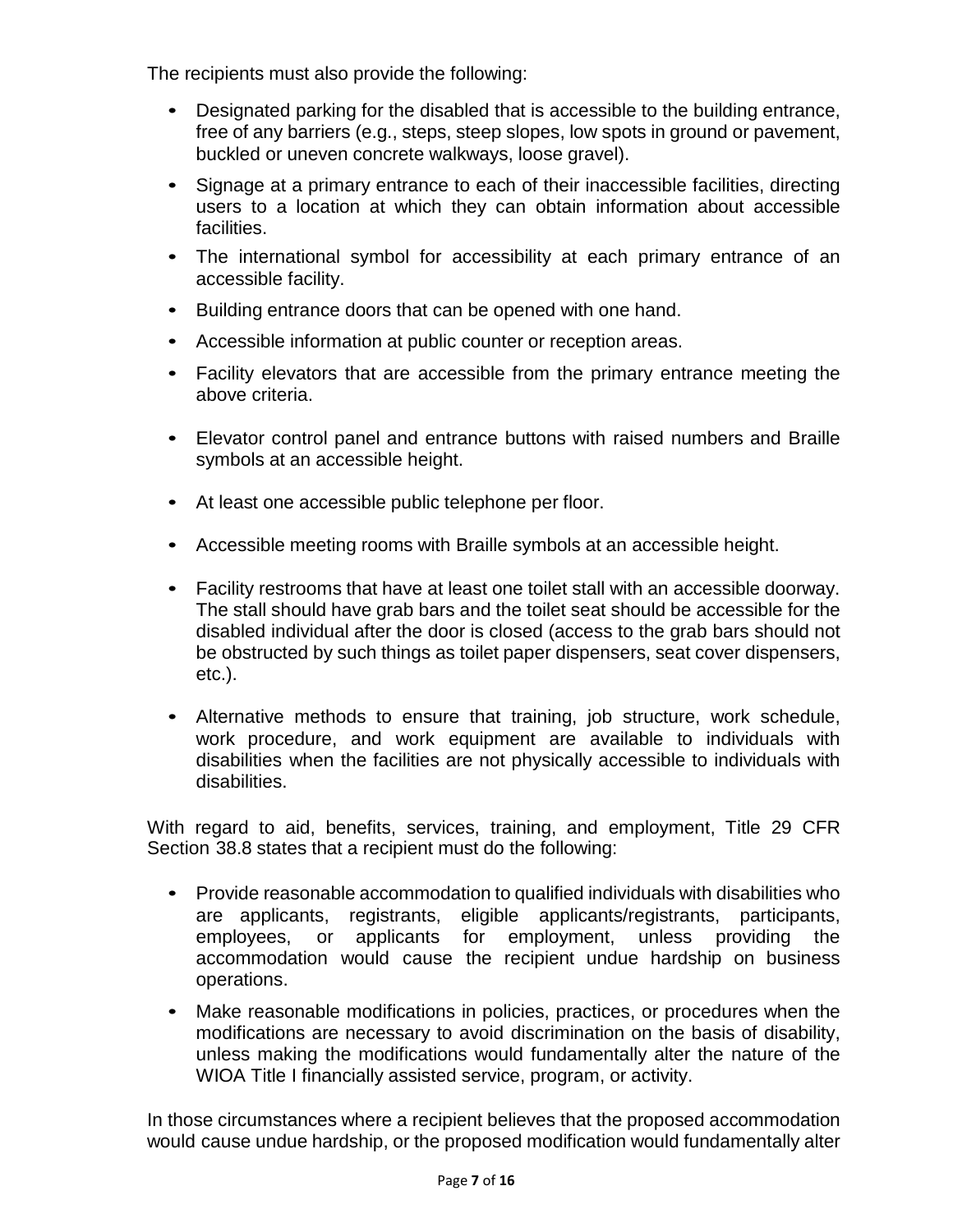The recipients must also provide the following:

- Designated parking for the disabled that is accessible to the building entrance, free of any barriers (e.g., steps, steep slopes, low spots in ground or pavement, buckled or uneven concrete walkways, loose gravel).
- Signage at a primary entrance to each of their inaccessible facilities, directing users to a location at which they can obtain information about accessible facilities.
- The international symbol for accessibility at each primary entrance of an accessible facility.
- Building entrance doors that can be opened with one hand.
- Accessible information at public counter or reception areas.
- Facility elevators that are accessible from the primary entrance meeting the above criteria.
- Elevator control panel and entrance buttons with raised numbers and Braille symbols at an accessible height.
- At least one accessible public telephone per floor.
- Accessible meeting rooms with Braille symbols at an accessible height.
- Facility restrooms that have at least one toilet stall with an accessible doorway. The stall should have grab bars and the toilet seat should be accessible for the disabled individual after the door is closed (access to the grab bars should not be obstructed by such things as toilet paper dispensers, seat cover dispensers, etc.).
- Alternative methods to ensure that training, job structure, work schedule, work procedure, and work equipment are available to individuals with disabilities when the facilities are not physically accessible to individuals with disabilities.

With regard to aid, benefits, services, training, and employment, Title 29 CFR Section 38.8 states that a recipient must do the following:

- Provide reasonable accommodation to qualified individuals with disabilities who are applicants, registrants, eligible applicants/registrants, participants, employees, or applicants for employment, unless providing the accommodation would cause the recipient undue hardship on business operations.
- Make reasonable modifications in policies, practices, or procedures when the modifications are necessary to avoid discrimination on the basis of disability, unless making the modifications would fundamentally alter the nature of the WIOA Title I financially assisted service, program, or activity.

In those circumstances where a recipient believes that the proposed accommodation would cause undue hardship, or the proposed modification would fundamentally alter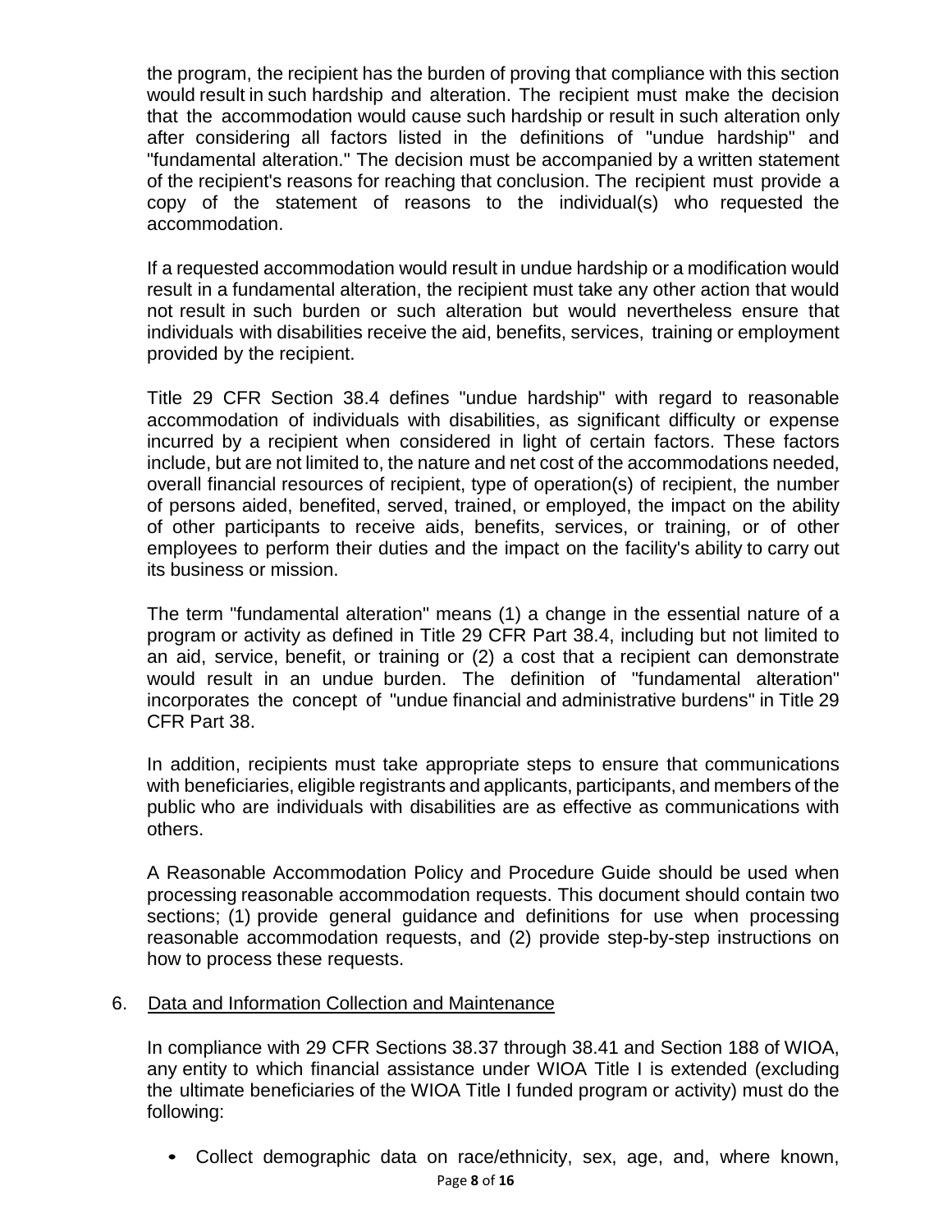the program, the recipient has the burden of proving that compliance with this section would result in such hardship and alteration. The recipient must make the decision that the accommodation would cause such hardship or result in such alteration only after considering all factors listed in the definitions of "undue hardship" and "fundamental alteration." The decision must be accompanied by a written statement of the recipient's reasons for reaching that conclusion. The recipient must provide a copy of the statement of reasons to the individual(s) who requested the accommodation.

If a requested accommodation would result in undue hardship or a modification would result in a fundamental alteration, the recipient must take any other action that would not result in such burden or such alteration but would nevertheless ensure that individuals with disabilities receive the aid, benefits, services, training or employment provided by the recipient.

Title 29 CFR Section 38.4 defines "undue hardship" with regard to reasonable accommodation of individuals with disabilities, as significant difficulty or expense incurred by a recipient when considered in light of certain factors. These factors include, but are not limited to, the nature and net cost of the accommodations needed, overall financial resources of recipient, type of operation(s) of recipient, the number of persons aided, benefited, served, trained, or employed, the impact on the ability of other participants to receive aids, benefits, services, or training, or of other employees to perform their duties and the impact on the facility's ability to carry out its business or mission.

The term "fundamental alteration" means (1) a change in the essential nature of a program or activity as defined in Title 29 CFR Part 38.4, including but not limited to an aid, service, benefit, or training or (2) a cost that a recipient can demonstrate would result in an undue burden. The definition of "fundamental alteration" incorporates the concept of "undue financial and administrative burdens" in Title 29 CFR Part 38.

In addition, recipients must take appropriate steps to ensure that communications with beneficiaries, eligible registrants and applicants, participants, and members of the public who are individuals with disabilities are as effective as communications with others.

A Reasonable Accommodation Policy and Procedure Guide should be used when processing reasonable accommodation requests. This document should contain two sections; (1) provide general guidance and definitions for use when processing reasonable accommodation requests, and (2) provide step-by-step instructions on how to process these requests.

6. <u>Data and Information Collection and Maintenance</u>

In compliance with 29 CFR Sections 38.37 through 38.41 and Section 188 of WIOA, any entity to which financial assistance under WIOA Title I is extended (excluding the ultimate beneficiaries of the WIOA Title I funded program or activity) must do the following:

- Collect demographic data on race/ethnicity, sex, age, and, where known,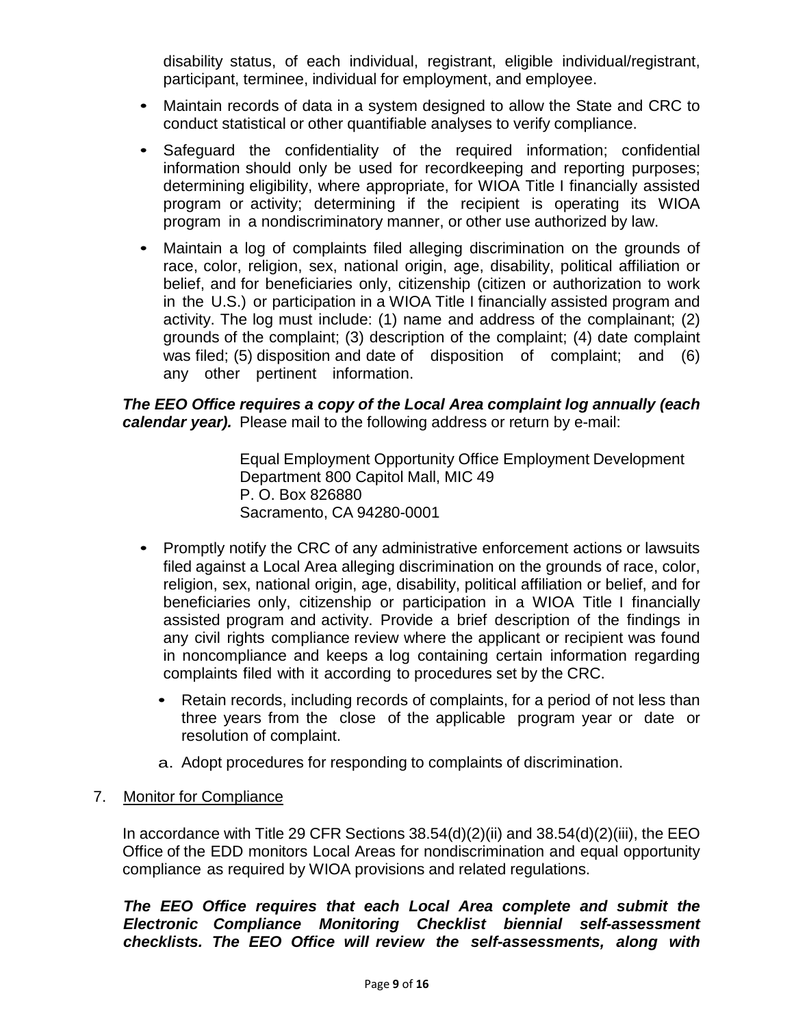disability status, of each individual, registrant, eligible individual/registrant, participant, terminee, individual for employment, and employee.

- Maintain records of data in a system designed to allow the State and CRC to conduct statistical or other quantifiable analyses to verify compliance.
- Safeguard the confidentiality of the required information; confidential information should only be used for recordkeeping and reporting purposes; determining eligibility, where appropriate, for WIOA Title I financially assisted program or activity; determining if the recipient is operating its WIOA program in a nondiscriminatory manner, or other use authorized by law.
- Maintain a log of complaints filed alleging discrimination on the grounds of race, color, religion, sex, national origin, age, disability, political affiliation or belief, and for beneficiaries only, citizenship (citizen or authorization to work in the U.S.) or participation in a WIOA Title I financially assisted program and activity. The log must include: (1) name and address of the complainant; (2) grounds of the complaint; (3) description of the complaint; (4) date complaint was filed; (5) disposition and date of disposition of complaint; and (6) any other pertinent information.

***The EEO Office requires a copy of the Local Area complaint log annually (each calendar year).*** Please mail to the following address or return by e-mail:

> Equal Employment Opportunity Office Employment Development Department 800 Capitol Mall, MIC 49
> P. O. Box 826880
> Sacramento, CA 94280-0001

- Promptly notify the CRC of any administrative enforcement actions or lawsuits filed against a Local Area alleging discrimination on the grounds of race, color, religion, sex, national origin, age, disability, political affiliation or belief, and for beneficiaries only, citizenship or participation in a WIOA Title I financially assisted program and activity. Provide a brief description of the findings in any civil rights compliance review where the applicant or recipient was found in noncompliance and keeps a log containing certain information regarding complaints filed with it according to procedures set by the CRC.
  - Retain records, including records of complaints, for a period of not less than three years from the close of the applicable program year or date or resolution of complaint.
  - a. Adopt procedures for responding to complaints of discrimination.

7. Monitor for Compliance

In accordance with Title 29 CFR Sections 38.54(d)(2)(ii) and 38.54(d)(2)(iii), the EEO Office of the EDD monitors Local Areas for nondiscrimination and equal opportunity compliance as required by WIOA provisions and related regulations.

***The EEO Office requires that each Local Area complete and submit the Electronic Compliance Monitoring Checklist biennial self-assessment checklists. The EEO Office will review the self-assessments, along with***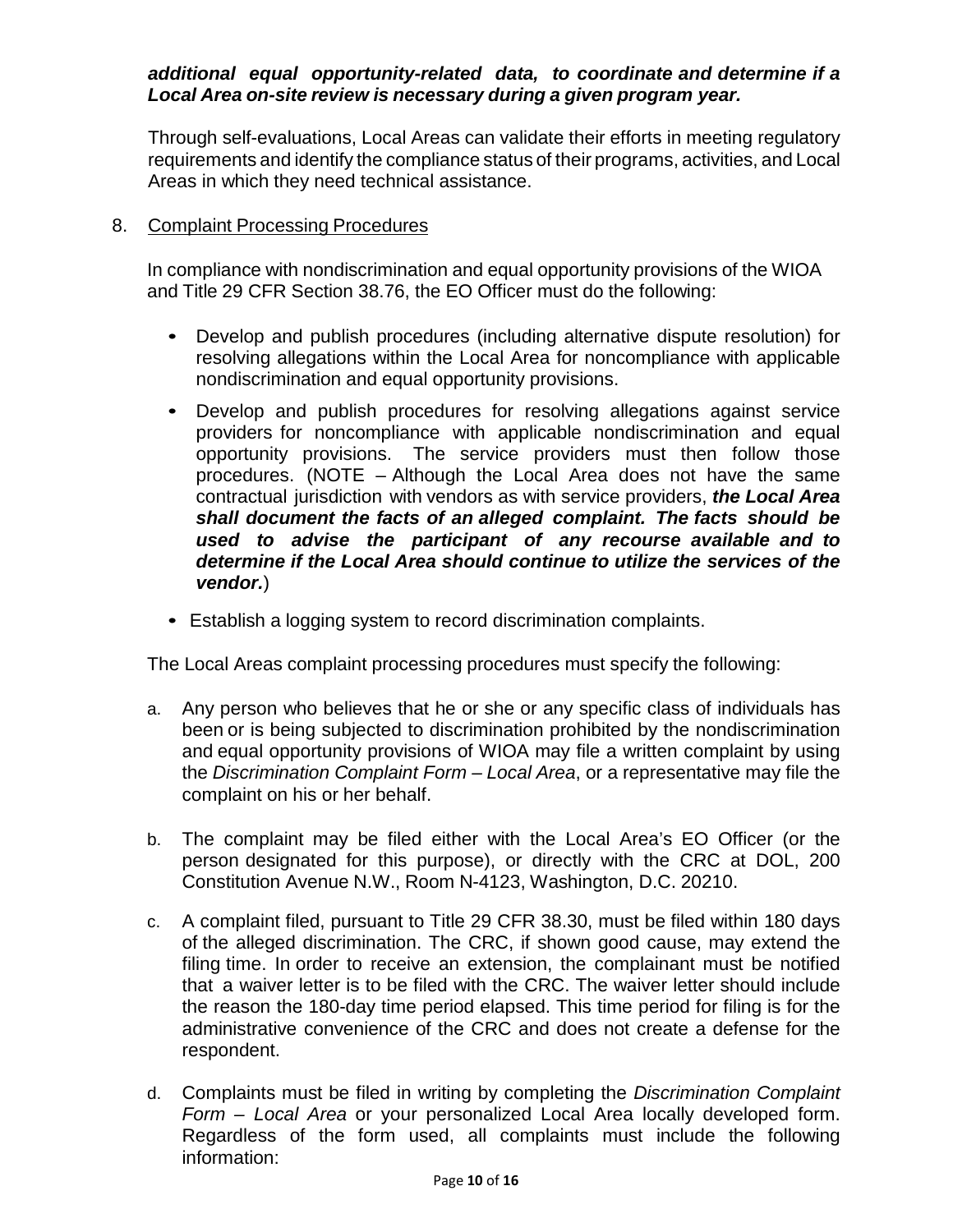***additional equal opportunity-related data, to coordinate and determine if a Local Area on-site review is necessary during a given program year.***

Through self-evaluations, Local Areas can validate their efforts in meeting regulatory requirements and identify the compliance status of their programs, activities, and Local Areas in which they need technical assistance.

8. Complaint Processing Procedures

In compliance with nondiscrimination and equal opportunity provisions of the WIOA and Title 29 CFR Section 38.76, the EO Officer must do the following:

- Develop and publish procedures (including alternative dispute resolution) for resolving allegations within the Local Area for noncompliance with applicable nondiscrimination and equal opportunity provisions.
- Develop and publish procedures for resolving allegations against service providers for noncompliance with applicable nondiscrimination and equal opportunity provisions. The service providers must then follow those procedures. (NOTE – Although the Local Area does not have the same contractual jurisdiction with vendors as with service providers, ***the Local Area shall document the facts of an alleged complaint. The facts should be used to advise the participant of any recourse available and to determine if the Local Area should continue to utilize the services of the vendor.***)
- Establish a logging system to record discrimination complaints.

The Local Areas complaint processing procedures must specify the following:

a. Any person who believes that he or she or any specific class of individuals has been or is being subjected to discrimination prohibited by the nondiscrimination and equal opportunity provisions of WIOA may file a written complaint by using the *Discrimination Complaint Form – Local Area*, or a representative may file the complaint on his or her behalf.

b. The complaint may be filed either with the Local Area's EO Officer (or the person designated for this purpose), or directly with the CRC at DOL, 200 Constitution Avenue N.W., Room N-4123, Washington, D.C. 20210.

c. A complaint filed, pursuant to Title 29 CFR 38.30, must be filed within 180 days of the alleged discrimination. The CRC, if shown good cause, may extend the filing time. In order to receive an extension, the complainant must be notified that a waiver letter is to be filed with the CRC. The waiver letter should include the reason the 180-day time period elapsed. This time period for filing is for the administrative convenience of the CRC and does not create a defense for the respondent.

d. Complaints must be filed in writing by completing the *Discrimination Complaint Form – Local Area* or your personalized Local Area locally developed form. Regardless of the form used, all complaints must include the following information: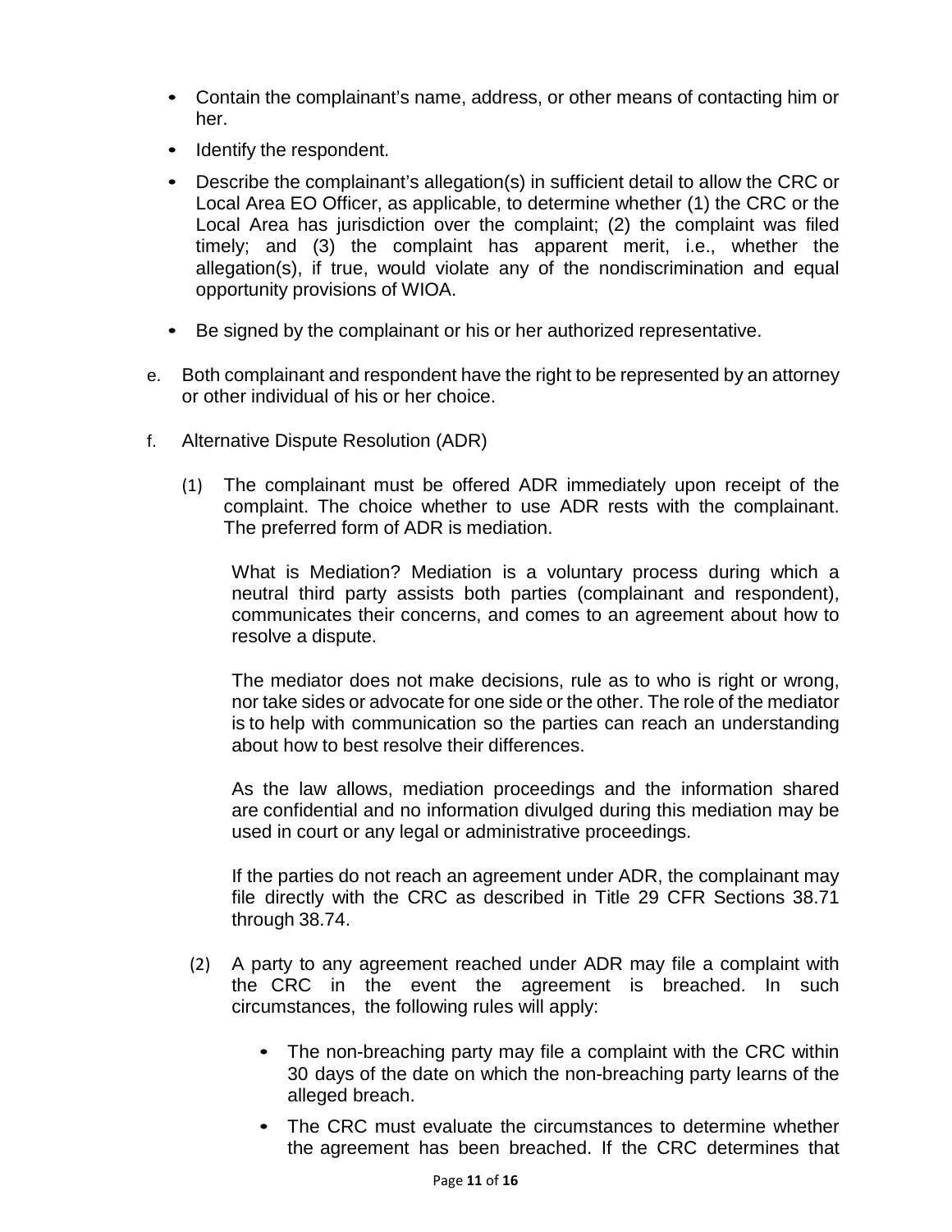- Contain the complainant's name, address, or other means of contacting him or her.
- Identify the respondent.
- Describe the complainant's allegation(s) in sufficient detail to allow the CRC or Local Area EO Officer, as applicable, to determine whether (1) the CRC or the Local Area has jurisdiction over the complaint; (2) the complaint was filed timely; and (3) the complaint has apparent merit, i.e., whether the allegation(s), if true, would violate any of the nondiscrimination and equal opportunity provisions of WIOA.
- Be signed by the complainant or his or her authorized representative.

e. Both complainant and respondent have the right to be represented by an attorney or other individual of his or her choice.

f. Alternative Dispute Resolution (ADR)

(1) The complainant must be offered ADR immediately upon receipt of the complaint. The choice whether to use ADR rests with the complainant. The preferred form of ADR is mediation.

What is Mediation? Mediation is a voluntary process during which a neutral third party assists both parties (complainant and respondent), communicates their concerns, and comes to an agreement about how to resolve a dispute.

The mediator does not make decisions, rule as to who is right or wrong, nor take sides or advocate for one side or the other. The role of the mediator is to help with communication so the parties can reach an understanding about how to best resolve their differences.

As the law allows, mediation proceedings and the information shared are confidential and no information divulged during this mediation may be used in court or any legal or administrative proceedings.

If the parties do not reach an agreement under ADR, the complainant may file directly with the CRC as described in Title 29 CFR Sections 38.71 through 38.74.

(2) A party to any agreement reached under ADR may file a complaint with the CRC in the event the agreement is breached. In such circumstances, the following rules will apply:

- The non-breaching party may file a complaint with the CRC within 30 days of the date on which the non-breaching party learns of the alleged breach.
- The CRC must evaluate the circumstances to determine whether the agreement has been breached. If the CRC determines that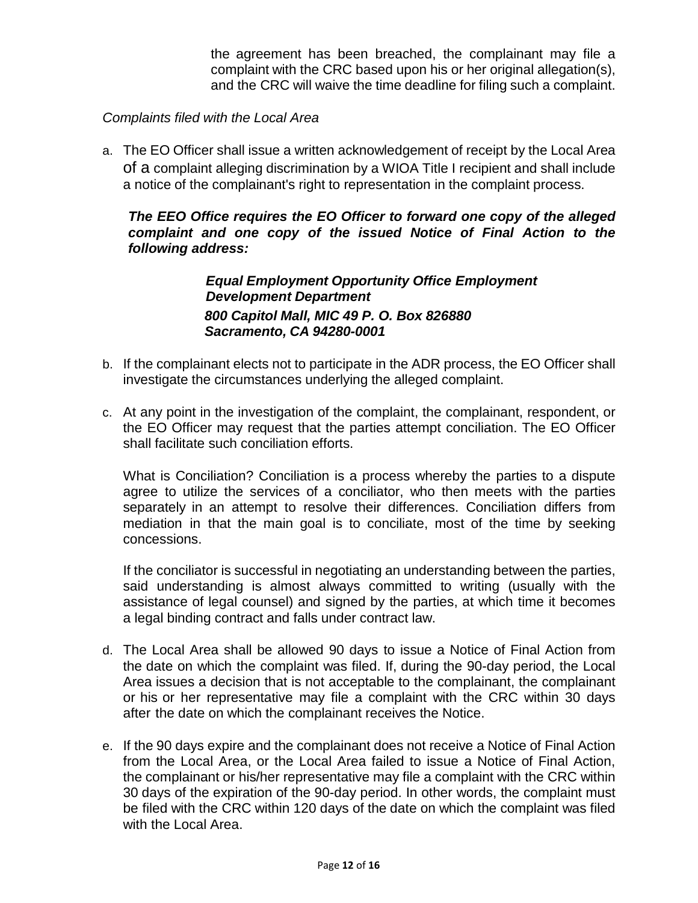the agreement has been breached, the complainant may file a complaint with the CRC based upon his or her original allegation(s), and the CRC will waive the time deadline for filing such a complaint.

*Complaints filed with the Local Area*

a. The EO Officer shall issue a written acknowledgement of receipt by the Local Area of a complaint alleging discrimination by a WIOA Title I recipient and shall include a notice of the complainant's right to representation in the complaint process.

   ***The EEO Office requires the EO Officer to forward one copy of the alleged complaint and one copy of the issued Notice of Final Action to the following address:***

   ***Equal Employment Opportunity Office Employment Development Department***
   ***800 Capitol Mall, MIC 49 P. O. Box 826880***
   ***Sacramento, CA 94280-0001***

b. If the complainant elects not to participate in the ADR process, the EO Officer shall investigate the circumstances underlying the alleged complaint.

c. At any point in the investigation of the complaint, the complainant, respondent, or the EO Officer may request that the parties attempt conciliation. The EO Officer shall facilitate such conciliation efforts.

   What is Conciliation? Conciliation is a process whereby the parties to a dispute agree to utilize the services of a conciliator, who then meets with the parties separately in an attempt to resolve their differences. Conciliation differs from mediation in that the main goal is to conciliate, most of the time by seeking concessions.

   If the conciliator is successful in negotiating an understanding between the parties, said understanding is almost always committed to writing (usually with the assistance of legal counsel) and signed by the parties, at which time it becomes a legal binding contract and falls under contract law.

d. The Local Area shall be allowed 90 days to issue a Notice of Final Action from the date on which the complaint was filed. If, during the 90-day period, the Local Area issues a decision that is not acceptable to the complainant, the complainant or his or her representative may file a complaint with the CRC within 30 days after the date on which the complainant receives the Notice.

e. If the 90 days expire and the complainant does not receive a Notice of Final Action from the Local Area, or the Local Area failed to issue a Notice of Final Action, the complainant or his/her representative may file a complaint with the CRC within 30 days of the expiration of the 90-day period. In other words, the complaint must be filed with the CRC within 120 days of the date on which the complaint was filed with the Local Area.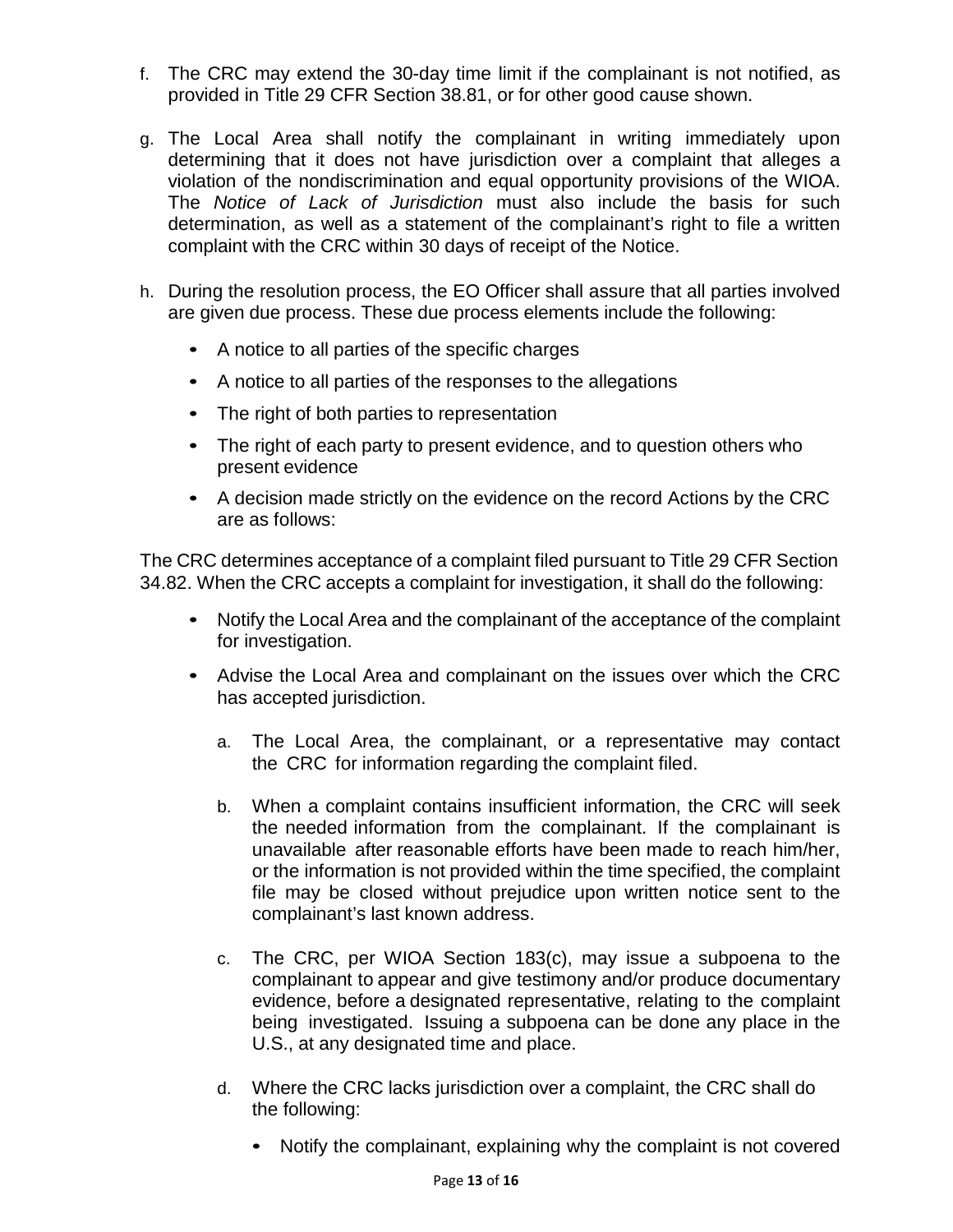f. The CRC may extend the 30-day time limit if the complainant is not notified, as provided in Title 29 CFR Section 38.81, or for other good cause shown.

g. The Local Area shall notify the complainant in writing immediately upon determining that it does not have jurisdiction over a complaint that alleges a violation of the nondiscrimination and equal opportunity provisions of the WIOA. The *Notice of Lack of Jurisdiction* must also include the basis for such determination, as well as a statement of the complainant's right to file a written complaint with the CRC within 30 days of receipt of the Notice.

h. During the resolution process, the EO Officer shall assure that all parties involved are given due process. These due process elements include the following:

   - A notice to all parties of the specific charges
   - A notice to all parties of the responses to the allegations
   - The right of both parties to representation
   - The right of each party to present evidence, and to question others who present evidence
   - A decision made strictly on the evidence on the record Actions by the CRC are as follows:

The CRC determines acceptance of a complaint filed pursuant to Title 29 CFR Section 34.82. When the CRC accepts a complaint for investigation, it shall do the following:

- Notify the Local Area and the complainant of the acceptance of the complaint for investigation.
- Advise the Local Area and complainant on the issues over which the CRC has accepted jurisdiction.

   a. The Local Area, the complainant, or a representative may contact the CRC for information regarding the complaint filed.

   b. When a complaint contains insufficient information, the CRC will seek the needed information from the complainant. If the complainant is unavailable after reasonable efforts have been made to reach him/her, or the information is not provided within the time specified, the complaint file may be closed without prejudice upon written notice sent to the complainant's last known address.

   c. The CRC, per WIOA Section 183(c), may issue a subpoena to the complainant to appear and give testimony and/or produce documentary evidence, before a designated representative, relating to the complaint being investigated. Issuing a subpoena can be done any place in the U.S., at any designated time and place.

   d. Where the CRC lacks jurisdiction over a complaint, the CRC shall do the following:

      - Notify the complainant, explaining why the complaint is not covered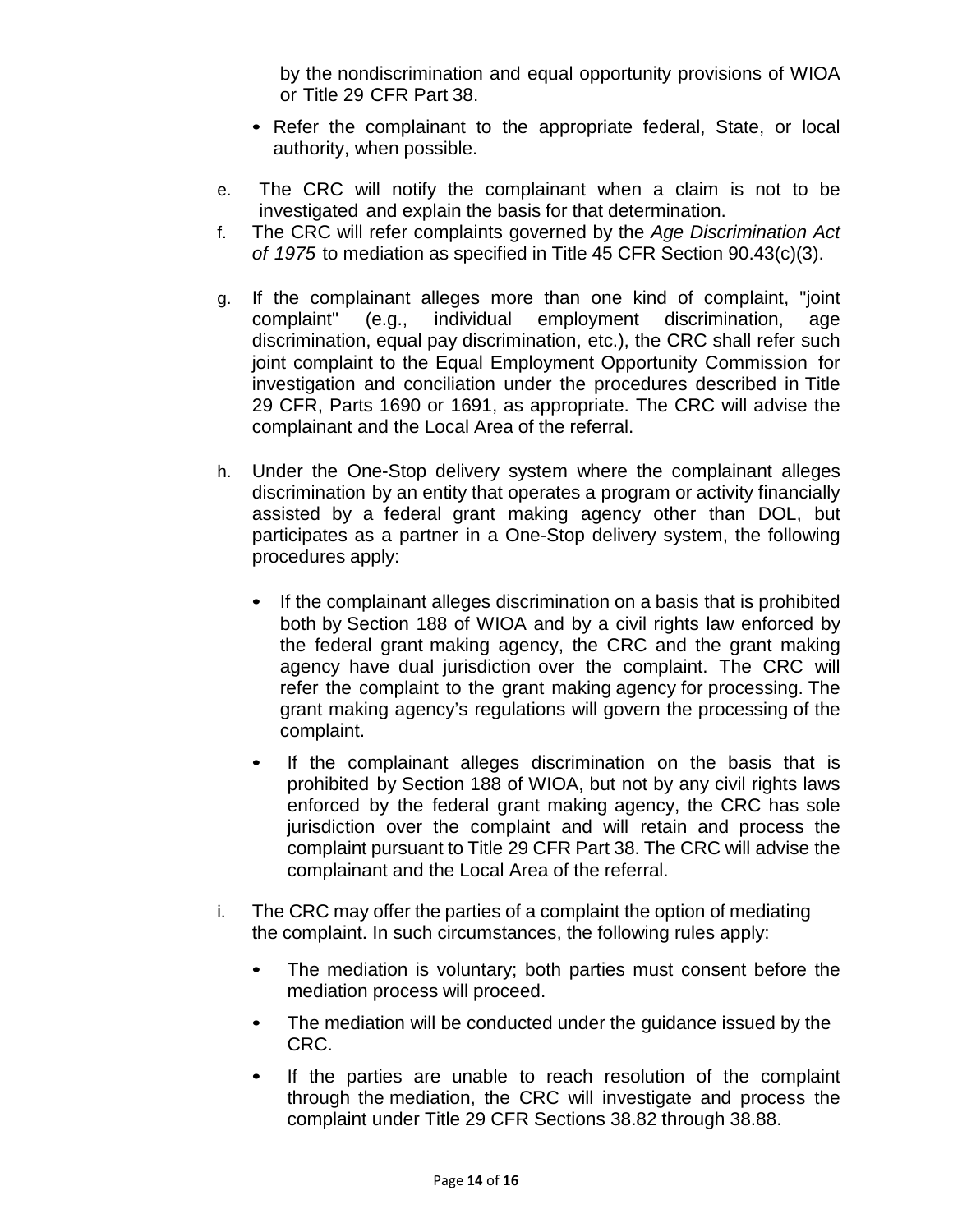by the nondiscrimination and equal opportunity provisions of WIOA or Title 29 CFR Part 38.

- Refer the complainant to the appropriate federal, State, or local authority, when possible.

e. The CRC will notify the complainant when a claim is not to be investigated and explain the basis for that determination.

f. The CRC will refer complaints governed by the *Age Discrimination Act of 1975* to mediation as specified in Title 45 CFR Section 90.43(c)(3).

g. If the complainant alleges more than one kind of complaint, "joint complaint" (e.g., individual employment discrimination, age discrimination, equal pay discrimination, etc.), the CRC shall refer such joint complaint to the Equal Employment Opportunity Commission for investigation and conciliation under the procedures described in Title 29 CFR, Parts 1690 or 1691, as appropriate. The CRC will advise the complainant and the Local Area of the referral.

h. Under the One-Stop delivery system where the complainant alleges discrimination by an entity that operates a program or activity financially assisted by a federal grant making agency other than DOL, but participates as a partner in a One-Stop delivery system, the following procedures apply:

   - If the complainant alleges discrimination on a basis that is prohibited both by Section 188 of WIOA and by a civil rights law enforced by the federal grant making agency, the CRC and the grant making agency have dual jurisdiction over the complaint. The CRC will refer the complaint to the grant making agency for processing. The grant making agency's regulations will govern the processing of the complaint.

   - If the complainant alleges discrimination on the basis that is prohibited by Section 188 of WIOA, but not by any civil rights laws enforced by the federal grant making agency, the CRC has sole jurisdiction over the complaint and will retain and process the complaint pursuant to Title 29 CFR Part 38. The CRC will advise the complainant and the Local Area of the referral.

i. The CRC may offer the parties of a complaint the option of mediating the complaint. In such circumstances, the following rules apply:

   - The mediation is voluntary; both parties must consent before the mediation process will proceed.

   - The mediation will be conducted under the guidance issued by the CRC.

   - If the parties are unable to reach resolution of the complaint through the mediation, the CRC will investigate and process the complaint under Title 29 CFR Sections 38.82 through 38.88.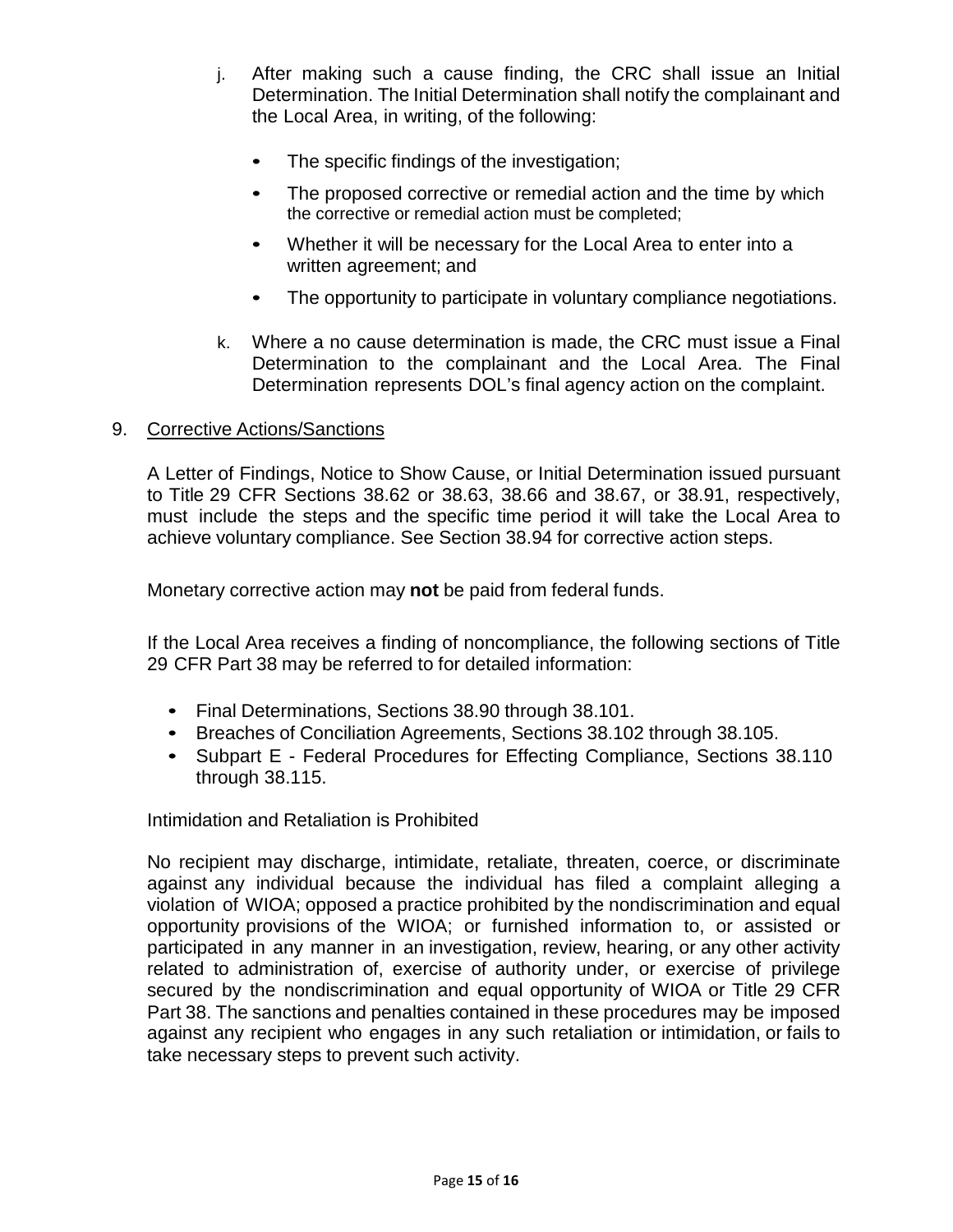j. After making such a cause finding, the CRC shall issue an Initial Determination. The Initial Determination shall notify the complainant and the Local Area, in writing, of the following:

   - The specific findings of the investigation;
   - The proposed corrective or remedial action and the time by which the corrective or remedial action must be completed;
   - Whether it will be necessary for the Local Area to enter into a written agreement; and
   - The opportunity to participate in voluntary compliance negotiations.

k. Where a no cause determination is made, the CRC must issue a Final Determination to the complainant and the Local Area. The Final Determination represents DOL's final agency action on the complaint.

9. Corrective Actions/Sanctions

A Letter of Findings, Notice to Show Cause, or Initial Determination issued pursuant to Title 29 CFR Sections 38.62 or 38.63, 38.66 and 38.67, or 38.91, respectively, must include the steps and the specific time period it will take the Local Area to achieve voluntary compliance. See Section 38.94 for corrective action steps.

Monetary corrective action may **not** be paid from federal funds.

If the Local Area receives a finding of noncompliance, the following sections of Title 29 CFR Part 38 may be referred to for detailed information:

- Final Determinations, Sections 38.90 through 38.101.
- Breaches of Conciliation Agreements, Sections 38.102 through 38.105.
- Subpart E - Federal Procedures for Effecting Compliance, Sections 38.110 through 38.115.

Intimidation and Retaliation is Prohibited

No recipient may discharge, intimidate, retaliate, threaten, coerce, or discriminate against any individual because the individual has filed a complaint alleging a violation of WIOA; opposed a practice prohibited by the nondiscrimination and equal opportunity provisions of the WIOA; or furnished information to, or assisted or participated in any manner in an investigation, review, hearing, or any other activity related to administration of, exercise of authority under, or exercise of privilege secured by the nondiscrimination and equal opportunity of WIOA or Title 29 CFR Part 38. The sanctions and penalties contained in these procedures may be imposed against any recipient who engages in any such retaliation or intimidation, or fails to take necessary steps to prevent such activity.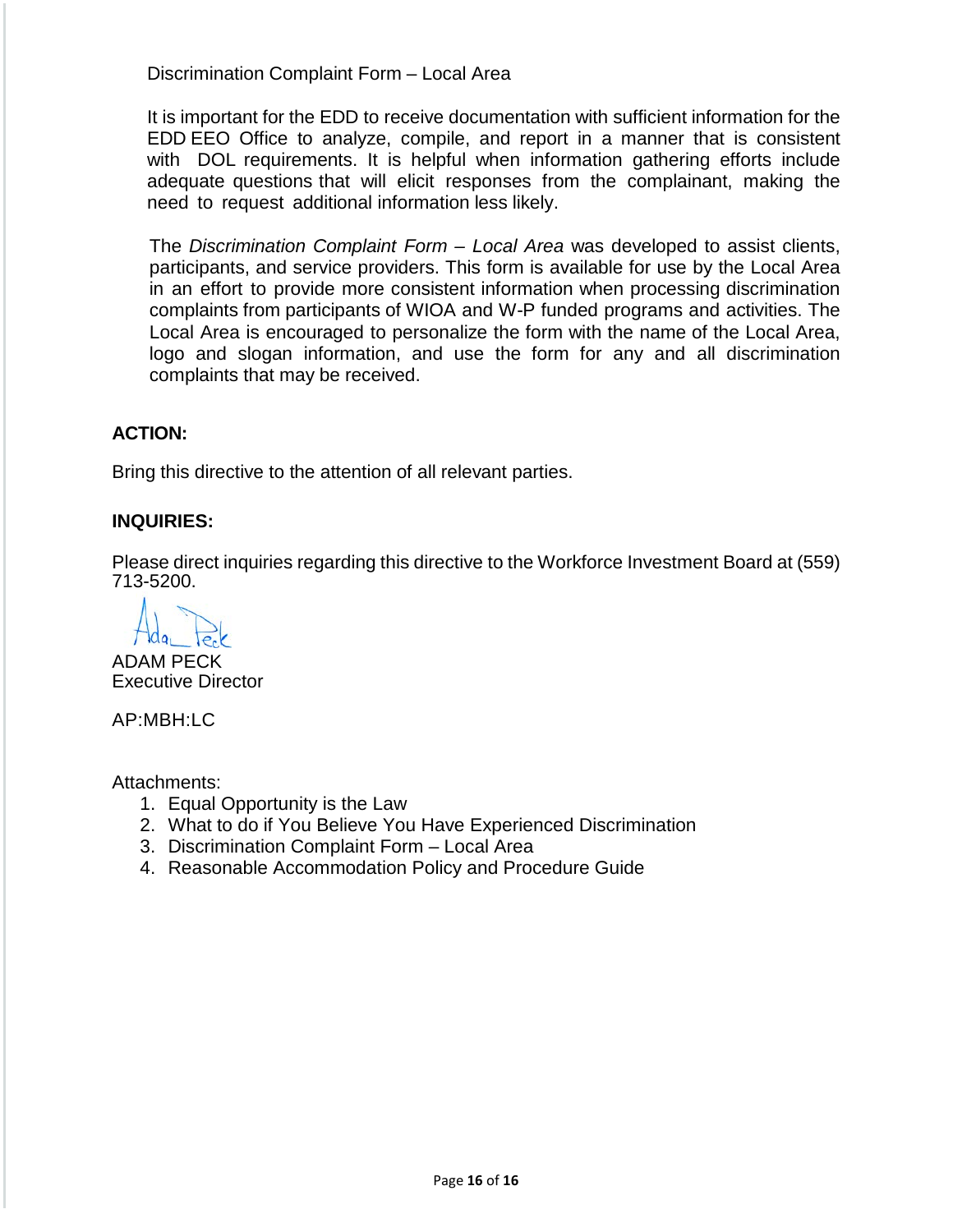Discrimination Complaint Form – Local Area

It is important for the EDD to receive documentation with sufficient information for the EDD EEO Office to analyze, compile, and report in a manner that is consistent with DOL requirements. It is helpful when information gathering efforts include adequate questions that will elicit responses from the complainant, making the need to request additional information less likely.

The *Discrimination Complaint Form – Local Area* was developed to assist clients, participants, and service providers. This form is available for use by the Local Area in an effort to provide more consistent information when processing discrimination complaints from participants of WIOA and W-P funded programs and activities. The Local Area is encouraged to personalize the form with the name of the Local Area, logo and slogan information, and use the form for any and all discrimination complaints that may be received.

**ACTION:**

Bring this directive to the attention of all relevant parties.

**INQUIRIES:**

Please direct inquiries regarding this directive to the Workforce Investment Board at (559) 713-5200.

ADAM PECK
Executive Director

AP:MBH:LC

Attachments:

1. Equal Opportunity is the Law
2. What to do if You Believe You Have Experienced Discrimination
3. Discrimination Complaint Form – Local Area
4. Reasonable Accommodation Policy and Procedure Guide